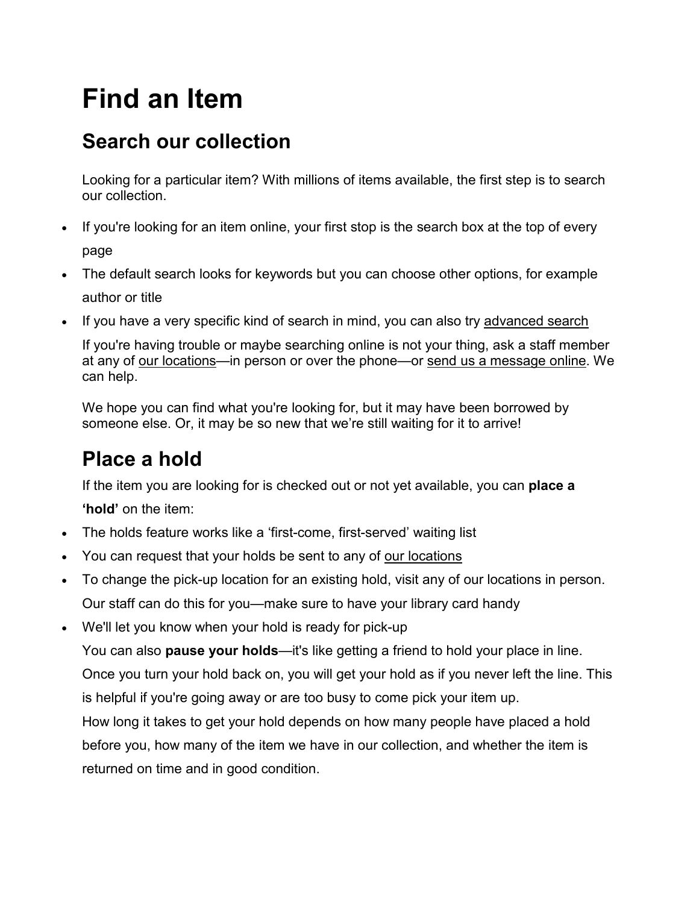# Find an Item

## Search our collection

Looking for a particular item? With millions of items available, the first step is to search our collection.

- If you're looking for an item online, your first stop is the search box at the top of every page
- The default search looks for keywords but you can choose other options, for example author or title
- If you have a very specific kind of search in mind, you can also try advanced search

If you're having trouble or maybe searching online is not your thing, ask a staff member at any of our locations—in person or over the phone—or send us a message online. We can help.

We hope you can find what you're looking for, but it may have been borrowed by someone else. Or, it may be so new that we're still waiting for it to arrive!

## Place a hold

If the item you are looking for is checked out or not yet available, you can **place a 'hold'** on the item:

- The holds feature works like a 'first-come, first-served' waiting list
- You can request that your holds be sent to any of our locations
- To change the pick-up location for an existing hold, visit any of our locations in person. Our staff can do this for you—make sure to have your library card handy
- We'll let you know when your hold is ready for pick-up

You can also **pause your holds**—it's like getting a friend to hold your place in line. Once you turn your hold back on, you will get your hold as if you never left the line. This is helpful if you're going away or are too busy to come pick your item up.

How long it takes to get your hold depends on how many people have placed a hold before you, how many of the item we have in our collection, and whether the item is returned on time and in good condition.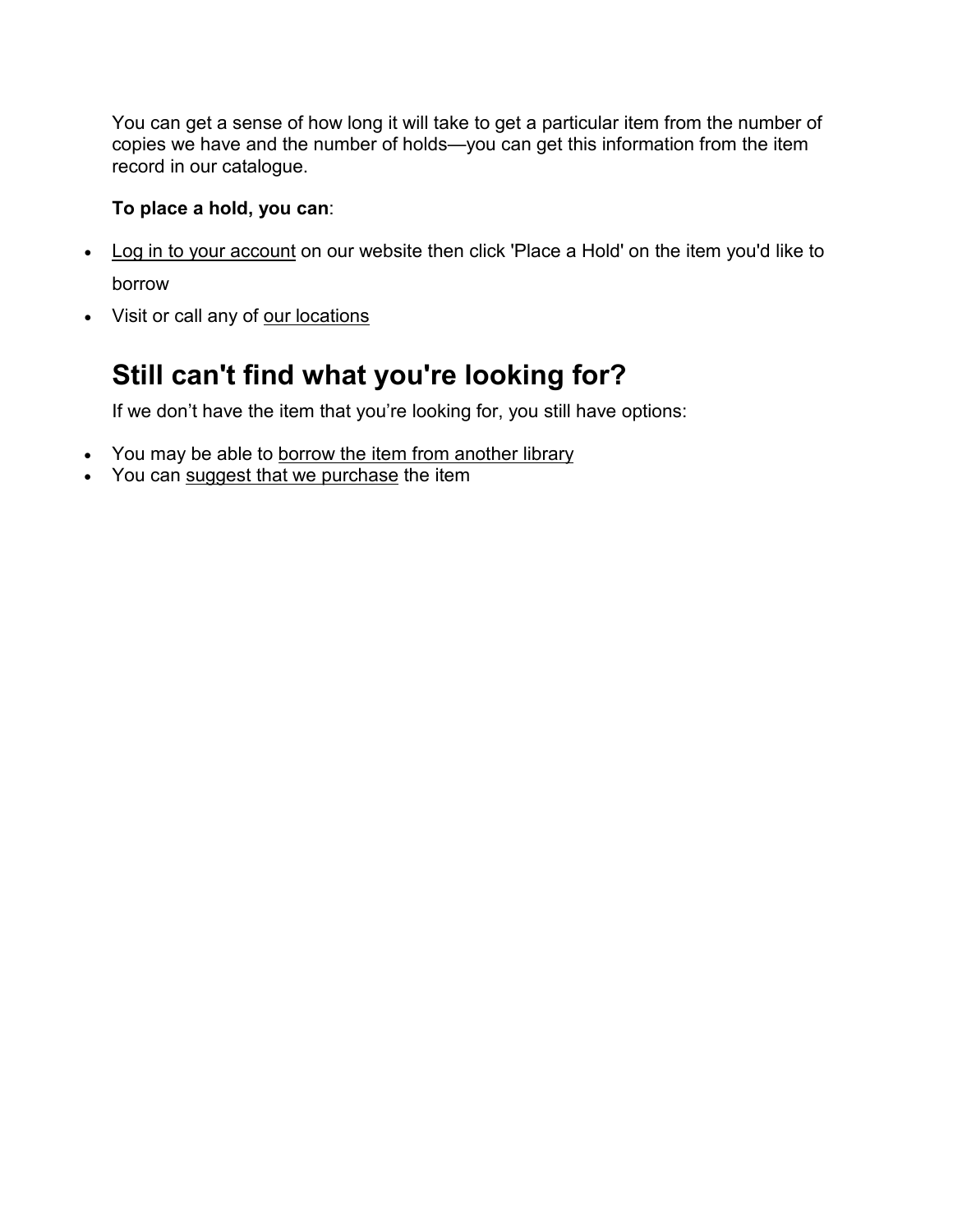You can get a sense of how long it will take to get a particular item from the number of copies we have and the number of holds—you can get this information from the item record in our catalogue.

**To place a hold, you can**:

- Log in to your account on our website then click 'Place a Hold' on the item you'd like to borrow
- Visit or call any of our locations

## Still can't find what you're looking for?

If we don't have the item that you're looking for, you still have options:

- You may be able to borrow the item from another library
- You can suggest that we purchase the item